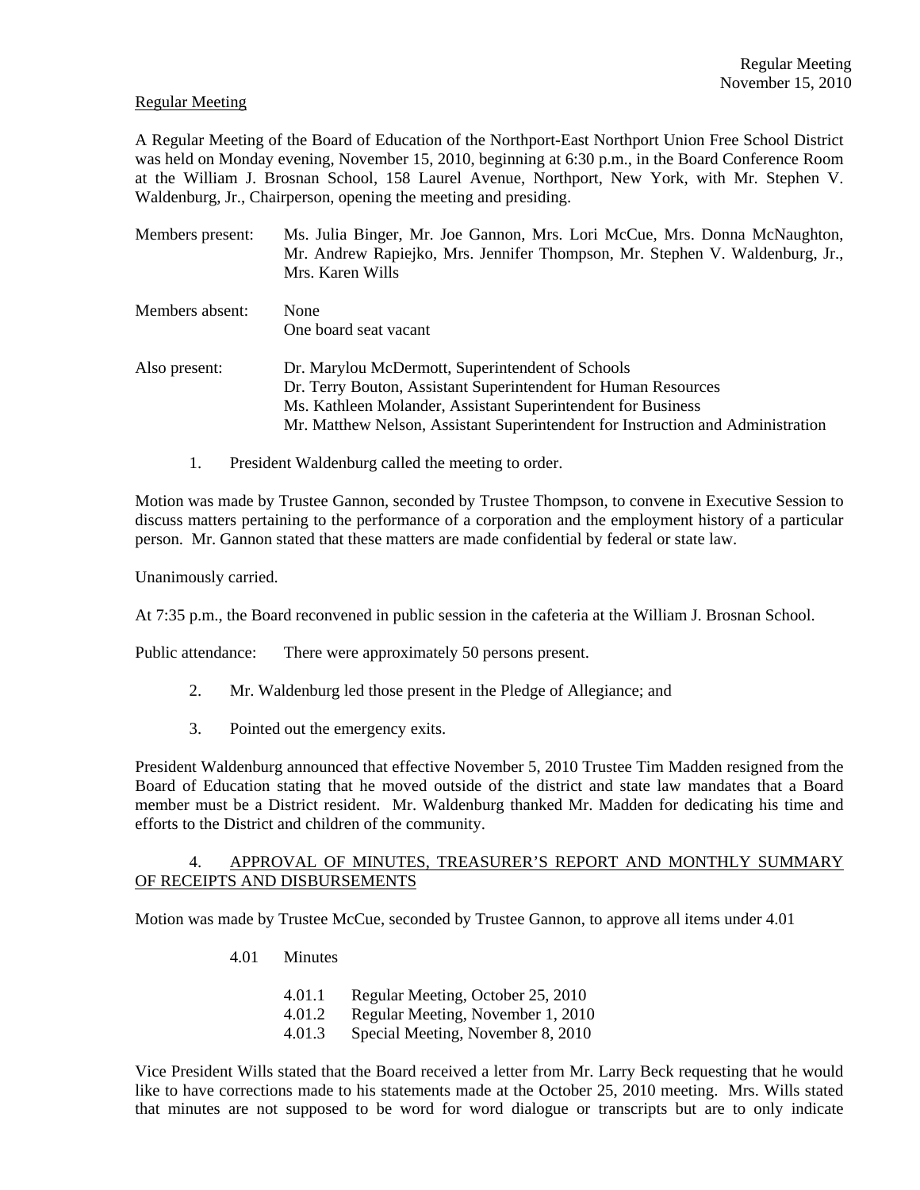Regular Meeting

A Regular Meeting of the Board of Education of the Northport-East Northport Union Free School District was held on Monday evening, November 15, 2010, beginning at 6:30 p.m., in the Board Conference Room at the William J. Brosnan School, 158 Laurel Avenue, Northport, New York, with Mr. Stephen V. Waldenburg, Jr., Chairperson, opening the meeting and presiding.

Members present: Ms. Julia Binger, Mr. Joe Gannon, Mrs. Lori McCue, Mrs. Donna McNaughton, Mr. Andrew Rapiejko, Mrs. Jennifer Thompson, Mr. Stephen V. Waldenburg, Jr., Mrs. Karen Wills

Members absent: None
One board seat vacant

Also present: Dr. Marylou McDermott, Superintendent of Schools
Dr. Terry Bouton, Assistant Superintendent for Human Resources
Ms. Kathleen Molander, Assistant Superintendent for Business
Mr. Matthew Nelson, Assistant Superintendent for Instruction and Administration

1. President Waldenburg called the meeting to order.

Motion was made by Trustee Gannon, seconded by Trustee Thompson, to convene in Executive Session to discuss matters pertaining to the performance of a corporation and the employment history of a particular person. Mr. Gannon stated that these matters are made confidential by federal or state law.

Unanimously carried.

At 7:35 p.m., the Board reconvened in public session in the cafeteria at the William J. Brosnan School.

Public attendance: There were approximately 50 persons present.

2. Mr. Waldenburg led those present in the Pledge of Allegiance; and

3. Pointed out the emergency exits.

President Waldenburg announced that effective November 5, 2010 Trustee Tim Madden resigned from the Board of Education stating that he moved outside of the district and state law mandates that a Board member must be a District resident. Mr. Waldenburg thanked Mr. Madden for dedicating his time and efforts to the District and children of the community.

4. APPROVAL OF MINUTES, TREASURER'S REPORT AND MONTHLY SUMMARY OF RECEIPTS AND DISBURSEMENTS

Motion was made by Trustee McCue, seconded by Trustee Gannon, to approve all items under 4.01

4.01 Minutes

4.01.1 Regular Meeting, October 25, 2010
4.01.2 Regular Meeting, November 1, 2010
4.01.3 Special Meeting, November 8, 2010

Vice President Wills stated that the Board received a letter from Mr. Larry Beck requesting that he would like to have corrections made to his statements made at the October 25, 2010 meeting. Mrs. Wills stated that minutes are not supposed to be word for word dialogue or transcripts but are to only indicate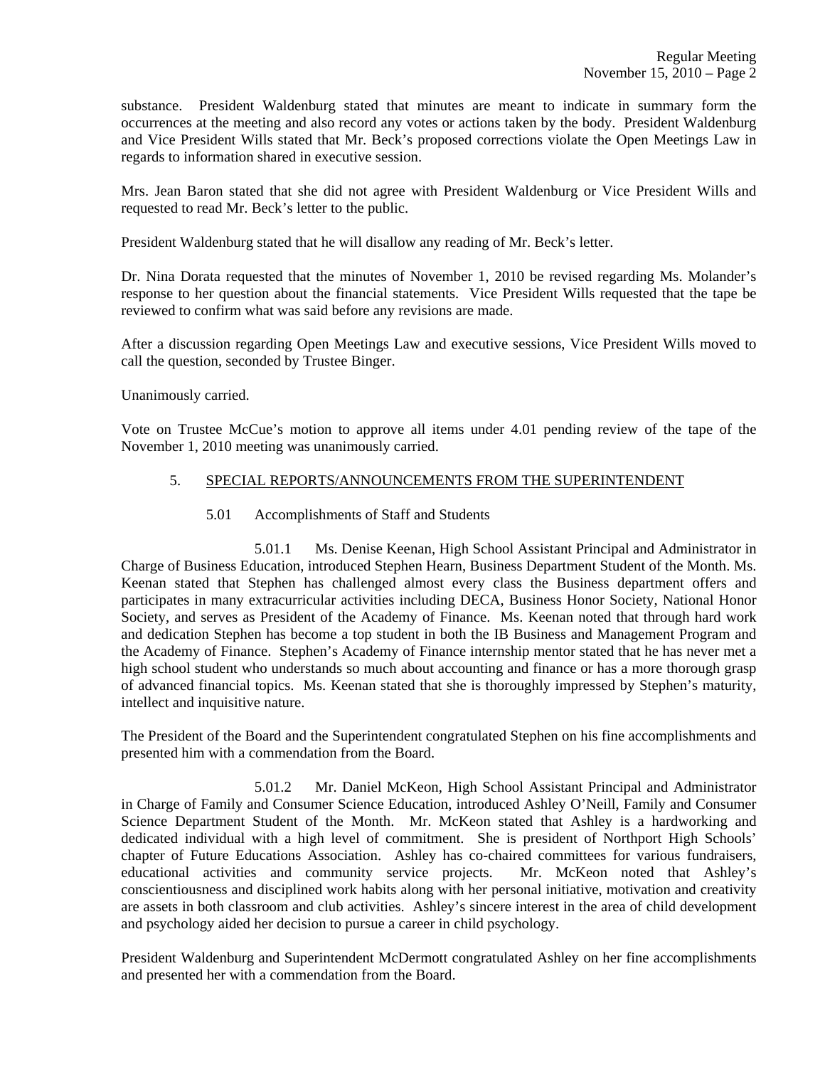substance. President Waldenburg stated that minutes are meant to indicate in summary form the occurrences at the meeting and also record any votes or actions taken by the body. President Waldenburg and Vice President Wills stated that Mr. Beck's proposed corrections violate the Open Meetings Law in regards to information shared in executive session.

Mrs. Jean Baron stated that she did not agree with President Waldenburg or Vice President Wills and requested to read Mr. Beck's letter to the public.

President Waldenburg stated that he will disallow any reading of Mr. Beck's letter.

Dr. Nina Dorata requested that the minutes of November 1, 2010 be revised regarding Ms. Molander's response to her question about the financial statements. Vice President Wills requested that the tape be reviewed to confirm what was said before any revisions are made.

After a discussion regarding Open Meetings Law and executive sessions, Vice President Wills moved to call the question, seconded by Trustee Binger.

Unanimously carried.

Vote on Trustee McCue's motion to approve all items under 4.01 pending review of the tape of the November 1, 2010 meeting was unanimously carried.

5. SPECIAL REPORTS/ANNOUNCEMENTS FROM THE SUPERINTENDENT

5.01 Accomplishments of Staff and Students

5.01.1 Ms. Denise Keenan, High School Assistant Principal and Administrator in Charge of Business Education, introduced Stephen Hearn, Business Department Student of the Month. Ms. Keenan stated that Stephen has challenged almost every class the Business department offers and participates in many extracurricular activities including DECA, Business Honor Society, National Honor Society, and serves as President of the Academy of Finance. Ms. Keenan noted that through hard work and dedication Stephen has become a top student in both the IB Business and Management Program and the Academy of Finance. Stephen's Academy of Finance internship mentor stated that he has never met a high school student who understands so much about accounting and finance or has a more thorough grasp of advanced financial topics. Ms. Keenan stated that she is thoroughly impressed by Stephen's maturity, intellect and inquisitive nature.

The President of the Board and the Superintendent congratulated Stephen on his fine accomplishments and presented him with a commendation from the Board.

5.01.2 Mr. Daniel McKeon, High School Assistant Principal and Administrator in Charge of Family and Consumer Science Education, introduced Ashley O'Neill, Family and Consumer Science Department Student of the Month. Mr. McKeon stated that Ashley is a hardworking and dedicated individual with a high level of commitment. She is president of Northport High Schools' chapter of Future Educations Association. Ashley has co-chaired committees for various fundraisers, educational activities and community service projects. Mr. McKeon noted that Ashley's conscientiousness and disciplined work habits along with her personal initiative, motivation and creativity are assets in both classroom and club activities. Ashley's sincere interest in the area of child development and psychology aided her decision to pursue a career in child psychology.

President Waldenburg and Superintendent McDermott congratulated Ashley on her fine accomplishments and presented her with a commendation from the Board.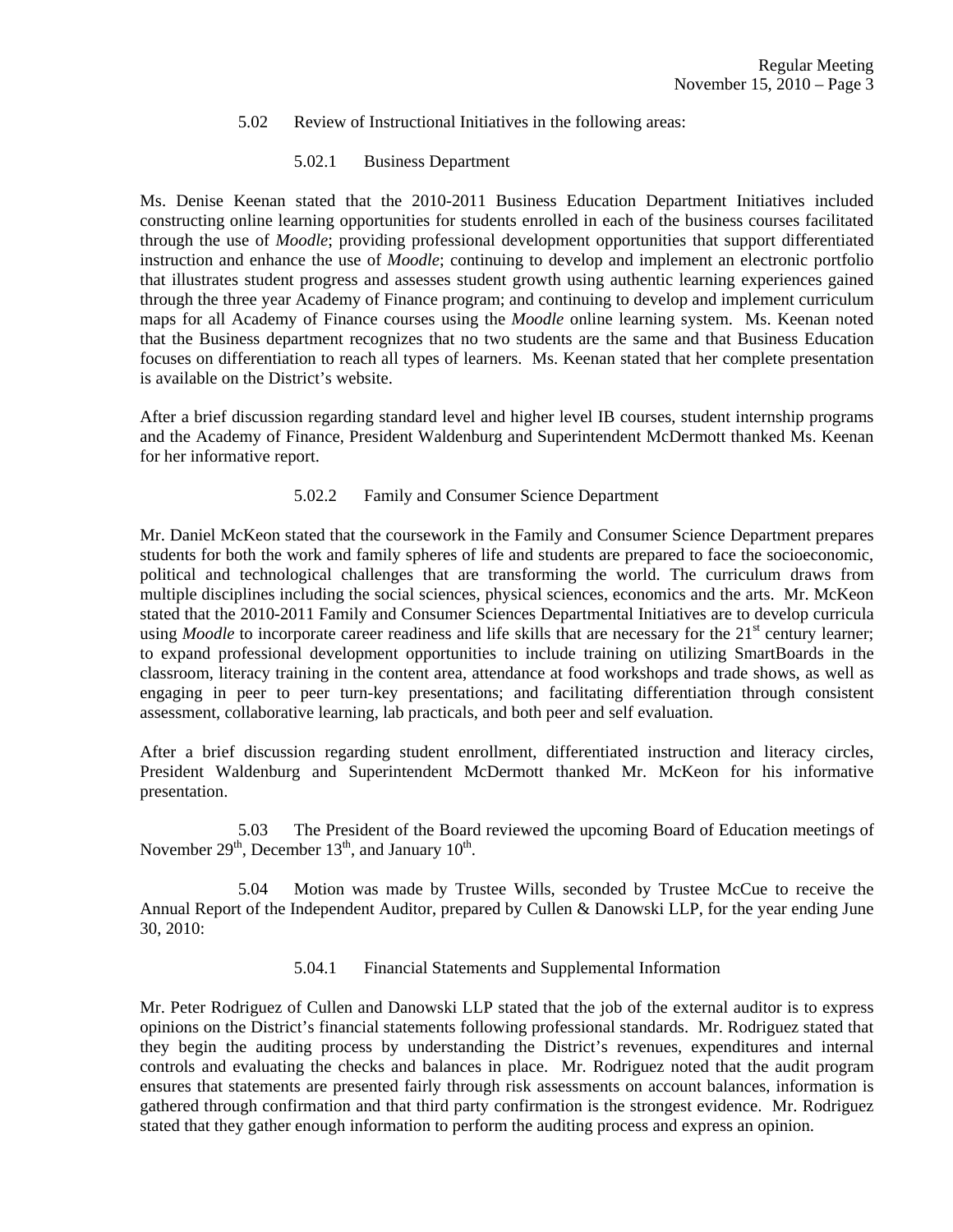5.02 Review of Instructional Initiatives in the following areas:

5.02.1 Business Department

Ms. Denise Keenan stated that the 2010-2011 Business Education Department Initiatives included constructing online learning opportunities for students enrolled in each of the business courses facilitated through the use of *Moodle*; providing professional development opportunities that support differentiated instruction and enhance the use of *Moodle*; continuing to develop and implement an electronic portfolio that illustrates student progress and assesses student growth using authentic learning experiences gained through the three year Academy of Finance program; and continuing to develop and implement curriculum maps for all Academy of Finance courses using the *Moodle* online learning system. Ms. Keenan noted that the Business department recognizes that no two students are the same and that Business Education focuses on differentiation to reach all types of learners. Ms. Keenan stated that her complete presentation is available on the District's website.

After a brief discussion regarding standard level and higher level IB courses, student internship programs and the Academy of Finance, President Waldenburg and Superintendent McDermott thanked Ms. Keenan for her informative report.

5.02.2 Family and Consumer Science Department

Mr. Daniel McKeon stated that the coursework in the Family and Consumer Science Department prepares students for both the work and family spheres of life and students are prepared to face the socioeconomic, political and technological challenges that are transforming the world. The curriculum draws from multiple disciplines including the social sciences, physical sciences, economics and the arts. Mr. McKeon stated that the 2010-2011 Family and Consumer Sciences Departmental Initiatives are to develop curricula using *Moodle* to incorporate career readiness and life skills that are necessary for the 21st century learner; to expand professional development opportunities to include training on utilizing SmartBoards in the classroom, literacy training in the content area, attendance at food workshops and trade shows, as well as engaging in peer to peer turn-key presentations; and facilitating differentiation through consistent assessment, collaborative learning, lab practicals, and both peer and self evaluation.

After a brief discussion regarding student enrollment, differentiated instruction and literacy circles, President Waldenburg and Superintendent McDermott thanked Mr. McKeon for his informative presentation.

5.03 The President of the Board reviewed the upcoming Board of Education meetings of November 29th, December 13th, and January 10th.

5.04 Motion was made by Trustee Wills, seconded by Trustee McCue to receive the Annual Report of the Independent Auditor, prepared by Cullen & Danowski LLP, for the year ending June 30, 2010:

5.04.1 Financial Statements and Supplemental Information

Mr. Peter Rodriguez of Cullen and Danowski LLP stated that the job of the external auditor is to express opinions on the District's financial statements following professional standards. Mr. Rodriguez stated that they begin the auditing process by understanding the District's revenues, expenditures and internal controls and evaluating the checks and balances in place. Mr. Rodriguez noted that the audit program ensures that statements are presented fairly through risk assessments on account balances, information is gathered through confirmation and that third party confirmation is the strongest evidence. Mr. Rodriguez stated that they gather enough information to perform the auditing process and express an opinion.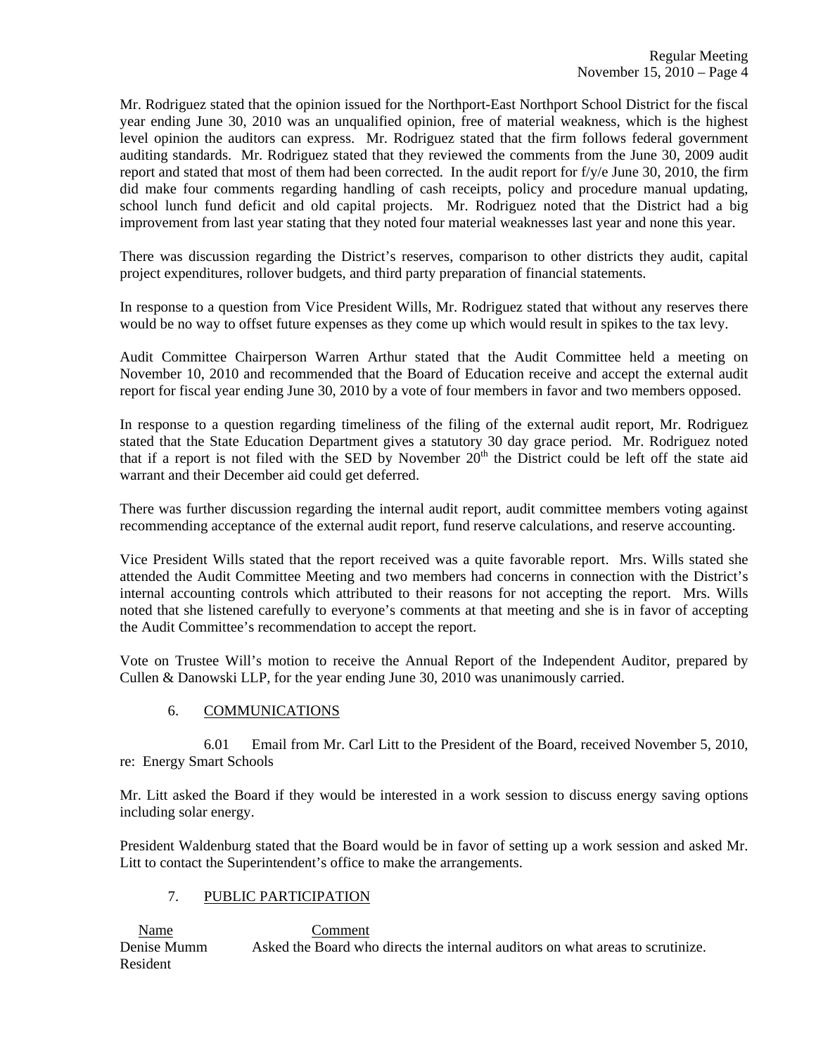Mr. Rodriguez stated that the opinion issued for the Northport-East Northport School District for the fiscal year ending June 30, 2010 was an unqualified opinion, free of material weakness, which is the highest level opinion the auditors can express. Mr. Rodriguez stated that the firm follows federal government auditing standards. Mr. Rodriguez stated that they reviewed the comments from the June 30, 2009 audit report and stated that most of them had been corrected. In the audit report for f/y/e June 30, 2010, the firm did make four comments regarding handling of cash receipts, policy and procedure manual updating, school lunch fund deficit and old capital projects. Mr. Rodriguez noted that the District had a big improvement from last year stating that they noted four material weaknesses last year and none this year.

There was discussion regarding the District's reserves, comparison to other districts they audit, capital project expenditures, rollover budgets, and third party preparation of financial statements.

In response to a question from Vice President Wills, Mr. Rodriguez stated that without any reserves there would be no way to offset future expenses as they come up which would result in spikes to the tax levy.

Audit Committee Chairperson Warren Arthur stated that the Audit Committee held a meeting on November 10, 2010 and recommended that the Board of Education receive and accept the external audit report for fiscal year ending June 30, 2010 by a vote of four members in favor and two members opposed.

In response to a question regarding timeliness of the filing of the external audit report, Mr. Rodriguez stated that the State Education Department gives a statutory 30 day grace period. Mr. Rodriguez noted that if a report is not filed with the SED by November 20th the District could be left off the state aid warrant and their December aid could get deferred.

There was further discussion regarding the internal audit report, audit committee members voting against recommending acceptance of the external audit report, fund reserve calculations, and reserve accounting.

Vice President Wills stated that the report received was a quite favorable report. Mrs. Wills stated she attended the Audit Committee Meeting and two members had concerns in connection with the District's internal accounting controls which attributed to their reasons for not accepting the report. Mrs. Wills noted that she listened carefully to everyone's comments at that meeting and she is in favor of accepting the Audit Committee's recommendation to accept the report.

Vote on Trustee Will's motion to receive the Annual Report of the Independent Auditor, prepared by Cullen & Danowski LLP, for the year ending June 30, 2010 was unanimously carried.

6. COMMUNICATIONS

6.01 Email from Mr. Carl Litt to the President of the Board, received November 5, 2010, re: Energy Smart Schools

Mr. Litt asked the Board if they would be interested in a work session to discuss energy saving options including solar energy.

President Waldenburg stated that the Board would be in favor of setting up a work session and asked Mr. Litt to contact the Superintendent's office to make the arrangements.

7. PUBLIC PARTICIPATION

| Name | Comment |
|---|---|
| Denise Mumm Resident | Asked the Board who directs the internal auditors on what areas to scrutinize. |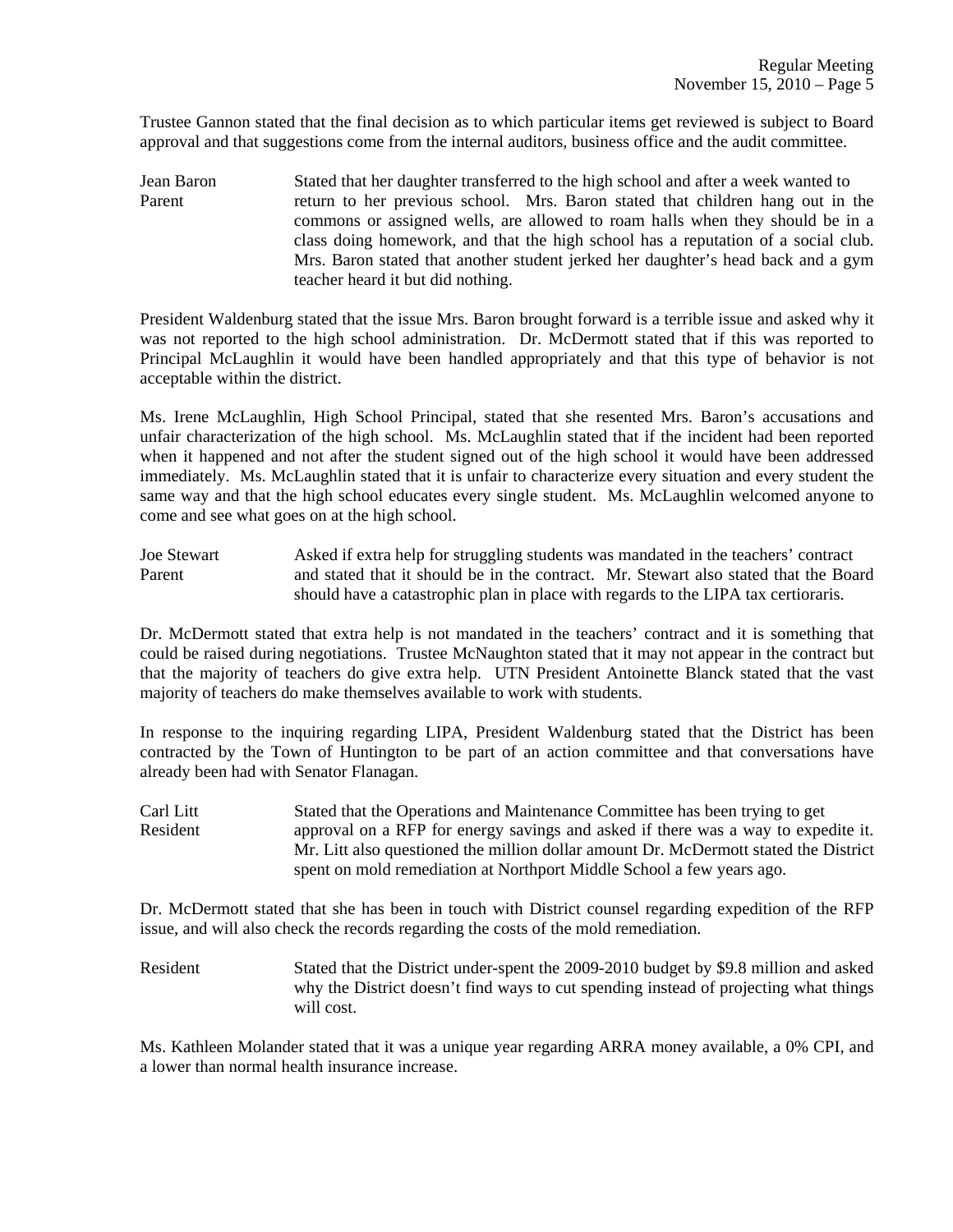Trustee Gannon stated that the final decision as to which particular items get reviewed is subject to Board approval and that suggestions come from the internal auditors, business office and the audit committee.

Jean Baron
Parent

Stated that her daughter transferred to the high school and after a week wanted to return to her previous school. Mrs. Baron stated that children hang out in the commons or assigned wells, are allowed to roam halls when they should be in a class doing homework, and that the high school has a reputation of a social club. Mrs. Baron stated that another student jerked her daughter's head back and a gym teacher heard it but did nothing.

President Waldenburg stated that the issue Mrs. Baron brought forward is a terrible issue and asked why it was not reported to the high school administration. Dr. McDermott stated that if this was reported to Principal McLaughlin it would have been handled appropriately and that this type of behavior is not acceptable within the district.

Ms. Irene McLaughlin, High School Principal, stated that she resented Mrs. Baron's accusations and unfair characterization of the high school. Ms. McLaughlin stated that if the incident had been reported when it happened and not after the student signed out of the high school it would have been addressed immediately. Ms. McLaughlin stated that it is unfair to characterize every situation and every student the same way and that the high school educates every single student. Ms. McLaughlin welcomed anyone to come and see what goes on at the high school.

Joe Stewart
Parent

Asked if extra help for struggling students was mandated in the teachers' contract and stated that it should be in the contract. Mr. Stewart also stated that the Board should have a catastrophic plan in place with regards to the LIPA tax certioraris.

Dr. McDermott stated that extra help is not mandated in the teachers' contract and it is something that could be raised during negotiations. Trustee McNaughton stated that it may not appear in the contract but that the majority of teachers do give extra help. UTN President Antoinette Blanck stated that the vast majority of teachers do make themselves available to work with students.

In response to the inquiring regarding LIPA, President Waldenburg stated that the District has been contracted by the Town of Huntington to be part of an action committee and that conversations have already been had with Senator Flanagan.

Carl Litt
Resident

Stated that the Operations and Maintenance Committee has been trying to get approval on a RFP for energy savings and asked if there was a way to expedite it. Mr. Litt also questioned the million dollar amount Dr. McDermott stated the District spent on mold remediation at Northport Middle School a few years ago.

Dr. McDermott stated that she has been in touch with District counsel regarding expedition of the RFP issue, and will also check the records regarding the costs of the mold remediation.

Resident

Stated that the District under-spent the 2009-2010 budget by $9.8 million and asked why the District doesn't find ways to cut spending instead of projecting what things will cost.

Ms. Kathleen Molander stated that it was a unique year regarding ARRA money available, a 0% CPI, and a lower than normal health insurance increase.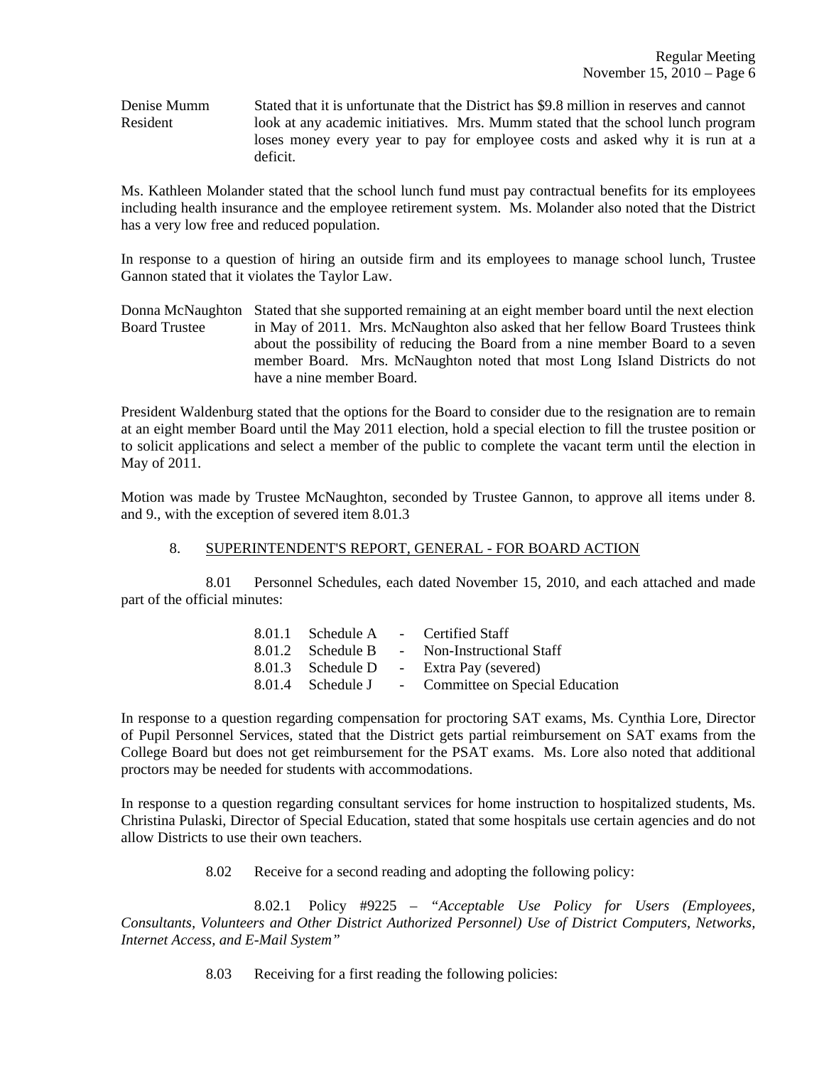Denise Mumm Resident — Stated that it is unfortunate that the District has $9.8 million in reserves and cannot look at any academic initiatives. Mrs. Mumm stated that the school lunch program loses money every year to pay for employee costs and asked why it is run at a deficit.

Ms. Kathleen Molander stated that the school lunch fund must pay contractual benefits for its employees including health insurance and the employee retirement system. Ms. Molander also noted that the District has a very low free and reduced population.

In response to a question of hiring an outside firm and its employees to manage school lunch, Trustee Gannon stated that it violates the Taylor Law.

Donna McNaughton Board Trustee — Stated that she supported remaining at an eight member board until the next election in May of 2011. Mrs. McNaughton also asked that her fellow Board Trustees think about the possibility of reducing the Board from a nine member Board to a seven member Board. Mrs. McNaughton noted that most Long Island Districts do not have a nine member Board.

President Waldenburg stated that the options for the Board to consider due to the resignation are to remain at an eight member Board until the May 2011 election, hold a special election to fill the trustee position or to solicit applications and select a member of the public to complete the vacant term until the election in May of 2011.

Motion was made by Trustee McNaughton, seconded by Trustee Gannon, to approve all items under 8. and 9., with the exception of severed item 8.01.3

8. SUPERINTENDENT'S REPORT, GENERAL - FOR BOARD ACTION

8.01 Personnel Schedules, each dated November 15, 2010, and each attached and made part of the official minutes:

- 8.01.1 Schedule A - Certified Staff
- 8.01.2 Schedule B - Non-Instructional Staff
- 8.01.3 Schedule D - Extra Pay (severed)
- 8.01.4 Schedule J - Committee on Special Education

In response to a question regarding compensation for proctoring SAT exams, Ms. Cynthia Lore, Director of Pupil Personnel Services, stated that the District gets partial reimbursement on SAT exams from the College Board but does not get reimbursement for the PSAT exams. Ms. Lore also noted that additional proctors may be needed for students with accommodations.

In response to a question regarding consultant services for home instruction to hospitalized students, Ms. Christina Pulaski, Director of Special Education, stated that some hospitals use certain agencies and do not allow Districts to use their own teachers.

8.02 Receive for a second reading and adopting the following policy:

8.02.1 Policy #9225 – "*Acceptable Use Policy for Users (Employees, Consultants, Volunteers and Other District Authorized Personnel) Use of District Computers, Networks, Internet Access, and E-Mail System*"

8.03 Receiving for a first reading the following policies: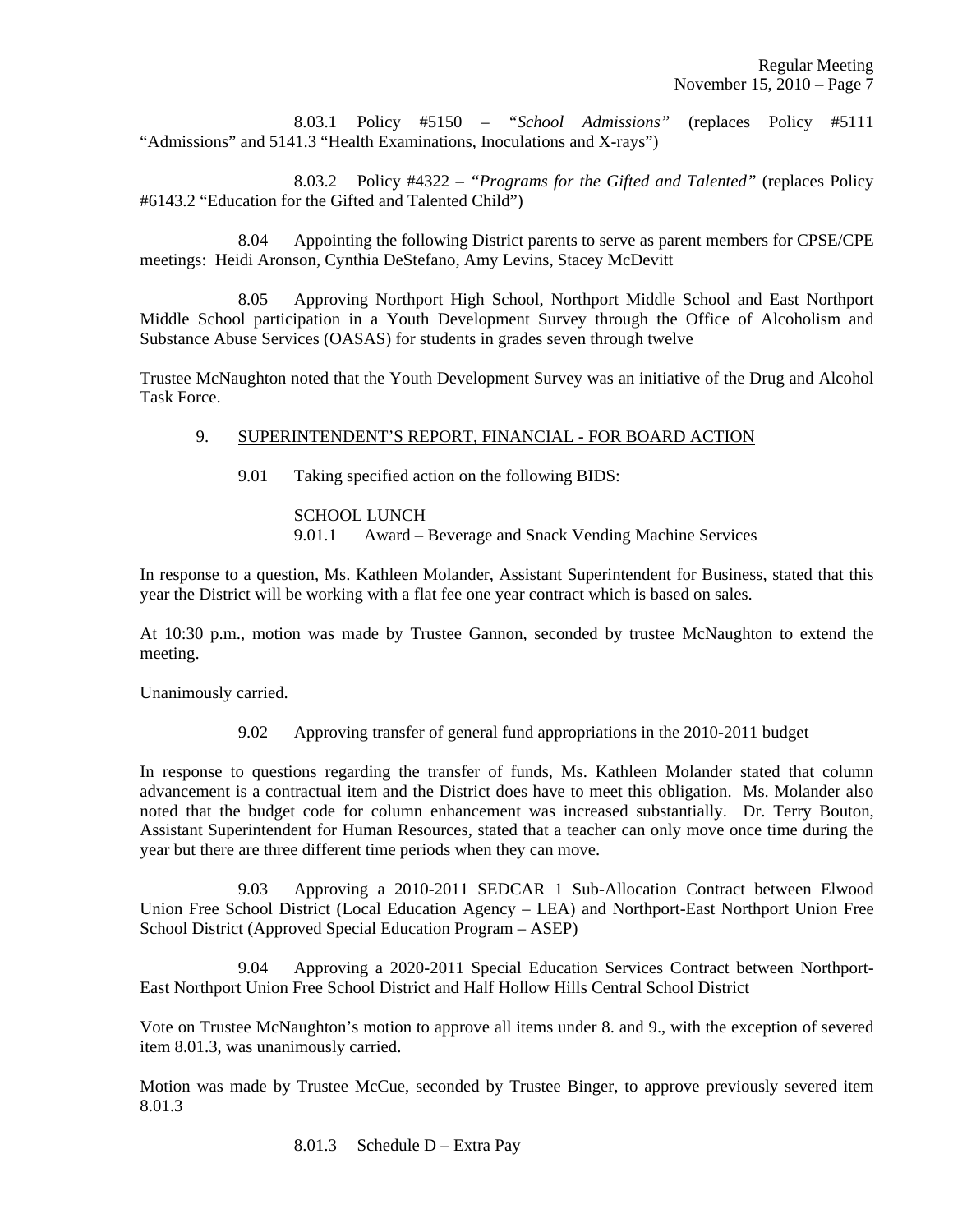8.03.1 Policy #5150 – *"School Admissions"* (replaces Policy #5111 "Admissions" and 5141.3 "Health Examinations, Inoculations and X-rays")

8.03.2 Policy #4322 – *"Programs for the Gifted and Talented"* (replaces Policy #6143.2 "Education for the Gifted and Talented Child")

8.04 Appointing the following District parents to serve as parent members for CPSE/CPE meetings: Heidi Aronson, Cynthia DeStefano, Amy Levins, Stacey McDevitt

8.05 Approving Northport High School, Northport Middle School and East Northport Middle School participation in a Youth Development Survey through the Office of Alcoholism and Substance Abuse Services (OASAS) for students in grades seven through twelve

Trustee McNaughton noted that the Youth Development Survey was an initiative of the Drug and Alcohol Task Force.

9. SUPERINTENDENT'S REPORT, FINANCIAL - FOR BOARD ACTION

9.01 Taking specified action on the following BIDS:

SCHOOL LUNCH
9.01.1 Award – Beverage and Snack Vending Machine Services

In response to a question, Ms. Kathleen Molander, Assistant Superintendent for Business, stated that this year the District will be working with a flat fee one year contract which is based on sales.

At 10:30 p.m., motion was made by Trustee Gannon, seconded by trustee McNaughton to extend the meeting.

Unanimously carried.

9.02 Approving transfer of general fund appropriations in the 2010-2011 budget

In response to questions regarding the transfer of funds, Ms. Kathleen Molander stated that column advancement is a contractual item and the District does have to meet this obligation. Ms. Molander also noted that the budget code for column enhancement was increased substantially. Dr. Terry Bouton, Assistant Superintendent for Human Resources, stated that a teacher can only move once time during the year but there are three different time periods when they can move.

9.03 Approving a 2010-2011 SEDCAR 1 Sub-Allocation Contract between Elwood Union Free School District (Local Education Agency – LEA) and Northport-East Northport Union Free School District (Approved Special Education Program – ASEP)

9.04 Approving a 2020-2011 Special Education Services Contract between Northport-East Northport Union Free School District and Half Hollow Hills Central School District

Vote on Trustee McNaughton's motion to approve all items under 8. and 9., with the exception of severed item 8.01.3, was unanimously carried.

Motion was made by Trustee McCue, seconded by Trustee Binger, to approve previously severed item 8.01.3

8.01.3 Schedule D – Extra Pay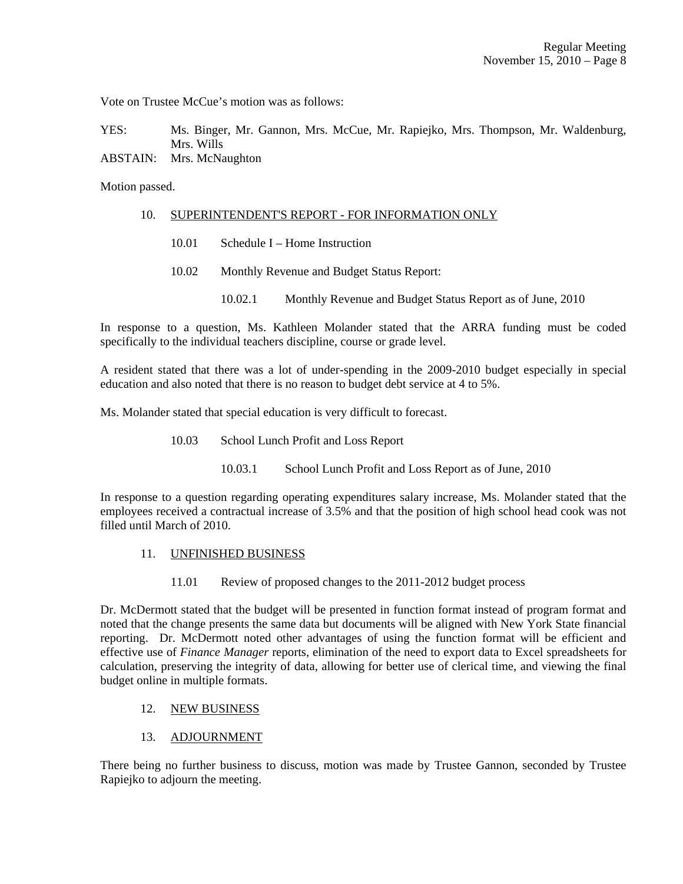Vote on Trustee McCue's motion was as follows:

YES: Ms. Binger, Mr. Gannon, Mrs. McCue, Mr. Rapiejko, Mrs. Thompson, Mr. Waldenburg, Mrs. Wills
ABSTAIN: Mrs. McNaughton

Motion passed.

10. SUPERINTENDENT'S REPORT - FOR INFORMATION ONLY

10.01 Schedule I – Home Instruction

10.02 Monthly Revenue and Budget Status Report:

10.02.1 Monthly Revenue and Budget Status Report as of June, 2010

In response to a question, Ms. Kathleen Molander stated that the ARRA funding must be coded specifically to the individual teachers discipline, course or grade level.

A resident stated that there was a lot of under-spending in the 2009-2010 budget especially in special education and also noted that there is no reason to budget debt service at 4 to 5%.

Ms. Molander stated that special education is very difficult to forecast.

10.03 School Lunch Profit and Loss Report

10.03.1 School Lunch Profit and Loss Report as of June, 2010

In response to a question regarding operating expenditures salary increase, Ms. Molander stated that the employees received a contractual increase of 3.5% and that the position of high school head cook was not filled until March of 2010.

11. UNFINISHED BUSINESS

11.01 Review of proposed changes to the 2011-2012 budget process

Dr. McDermott stated that the budget will be presented in function format instead of program format and noted that the change presents the same data but documents will be aligned with New York State financial reporting. Dr. McDermott noted other advantages of using the function format will be efficient and effective use of *Finance Manager* reports, elimination of the need to export data to Excel spreadsheets for calculation, preserving the integrity of data, allowing for better use of clerical time, and viewing the final budget online in multiple formats.

12. NEW BUSINESS

13. ADJOURNMENT

There being no further business to discuss, motion was made by Trustee Gannon, seconded by Trustee Rapiejko to adjourn the meeting.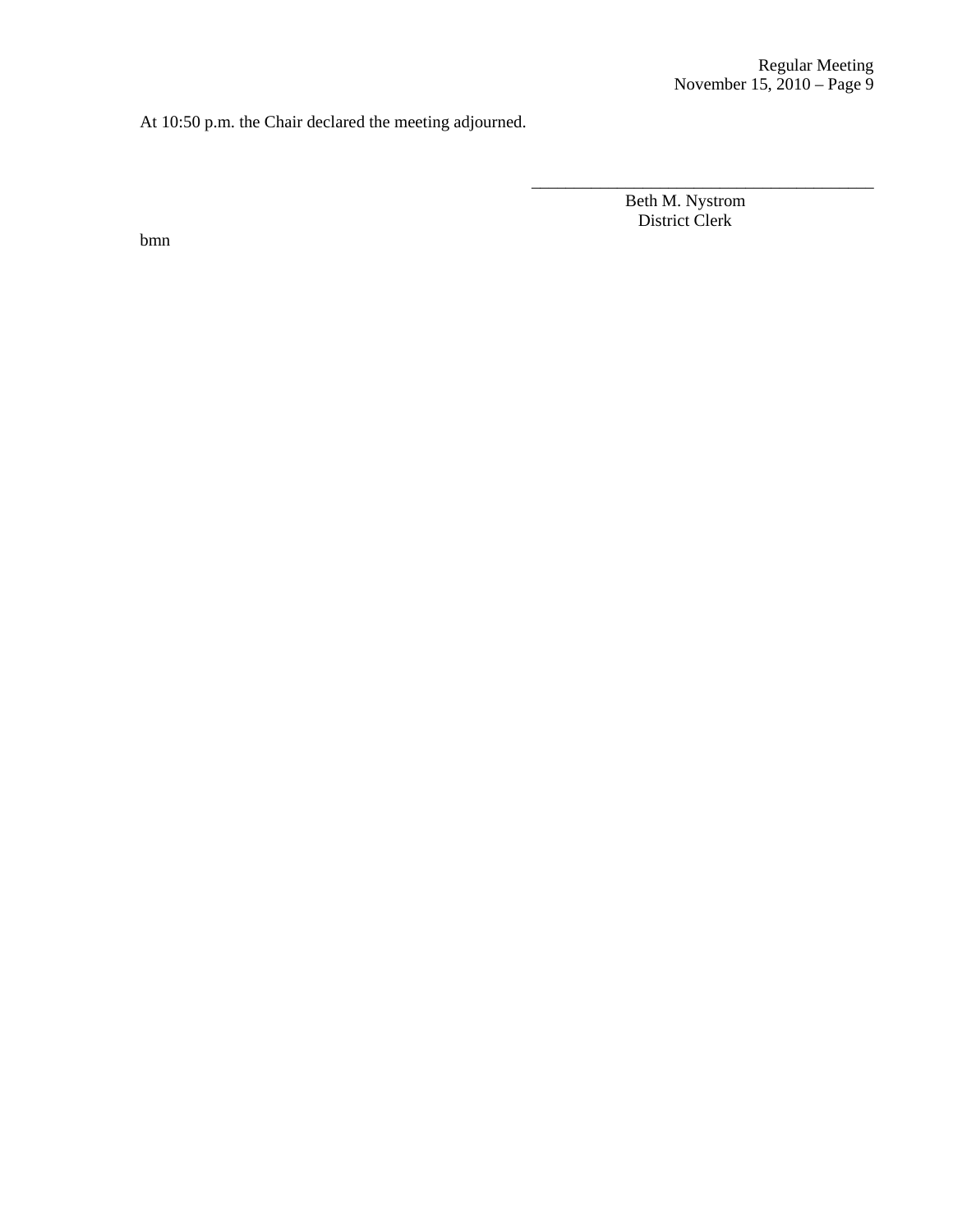At 10:50 p.m. the Chair declared the meeting adjourned.

\_\_\_\_\_\_\_\_\_\_\_\_\_\_\_\_\_\_\_\_\_\_\_\_\_\_\_\_\_\_\_\_\_\_\_\_\_\_\_\_

Beth M. Nystrom
District Clerk

bmn